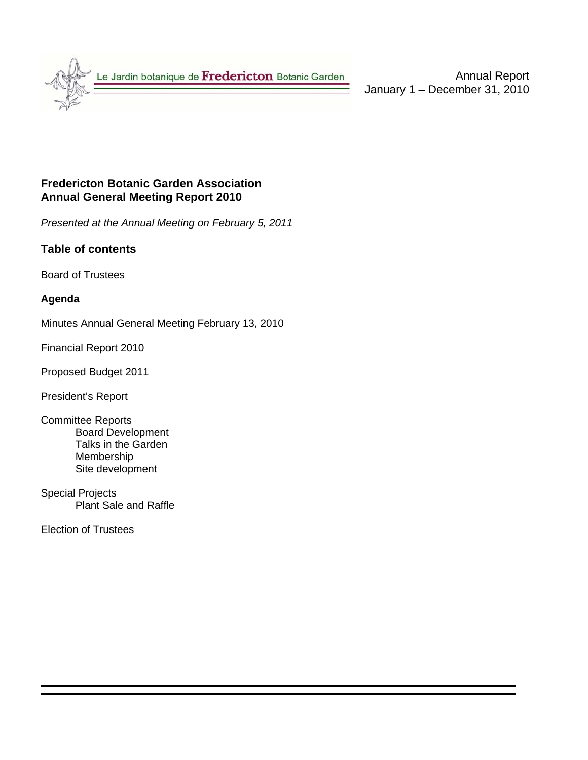Le Jardin botanique de **Fredericton** Botanic Garden

Annual Report
January 1 – December 31, 2010

# Fredericton Botanic Garden Association
# Annual General Meeting Report 2010

*Presented at the Annual Meeting on February 5, 2011*

## Table of contents

Board of Trustees

**Agenda**

Minutes Annual General Meeting February 13, 2010

Financial Report 2010

Proposed Budget 2011

President's Report

Committee Reports
- Board Development
- Talks in the Garden
- Membership
- Site development

Special Projects
- Plant Sale and Raffle

Election of Trustees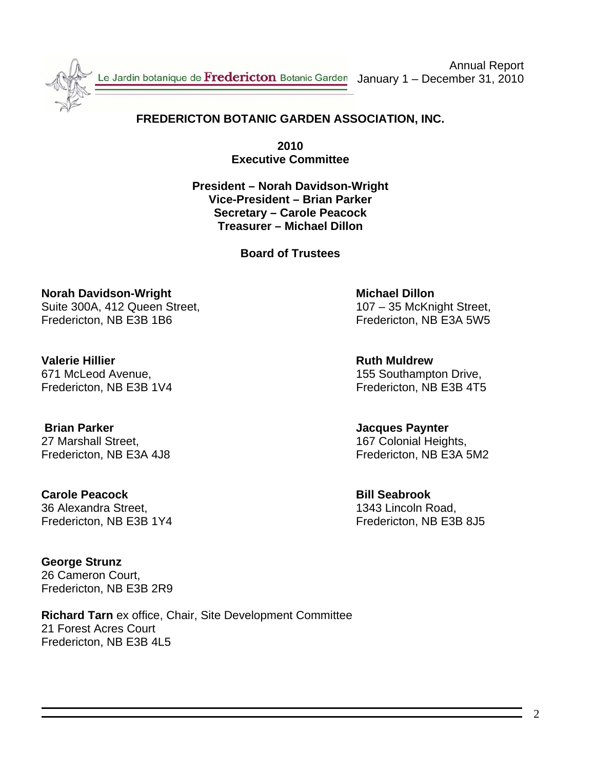# FREDERICTON BOTANIC GARDEN ASSOCIATION, INC.

**2010**
**Executive Committee**

**President – Norah Davidson-Wright**
**Vice-President – Brian Parker**
**Secretary – Carole Peacock**
**Treasurer – Michael Dillon**

## Board of Trustees

**Norah Davidson-Wright**
Suite 300A, 412 Queen Street,
Fredericton, NB E3B 1B6

**Michael Dillon**
107 – 35 McKnight Street,
Fredericton, NB E3A 5W5

**Valerie Hillier**
671 McLeod Avenue,
Fredericton, NB E3B 1V4

**Ruth Muldrew**
155 Southampton Drive,
Fredericton, NB E3B 4T5

**Brian Parker**
27 Marshall Street,
Fredericton, NB E3A 4J8

**Jacques Paynter**
167 Colonial Heights,
Fredericton, NB E3A 5M2

**Carole Peacock**
36 Alexandra Street,
Fredericton, NB E3B 1Y4

**Bill Seabrook**
1343 Lincoln Road,
Fredericton, NB E3B 8J5

**George Strunz**
26 Cameron Court,
Fredericton, NB E3B 2R9

**Richard Tarn** ex office, Chair, Site Development Committee
21 Forest Acres Court
Fredericton, NB E3B 4L5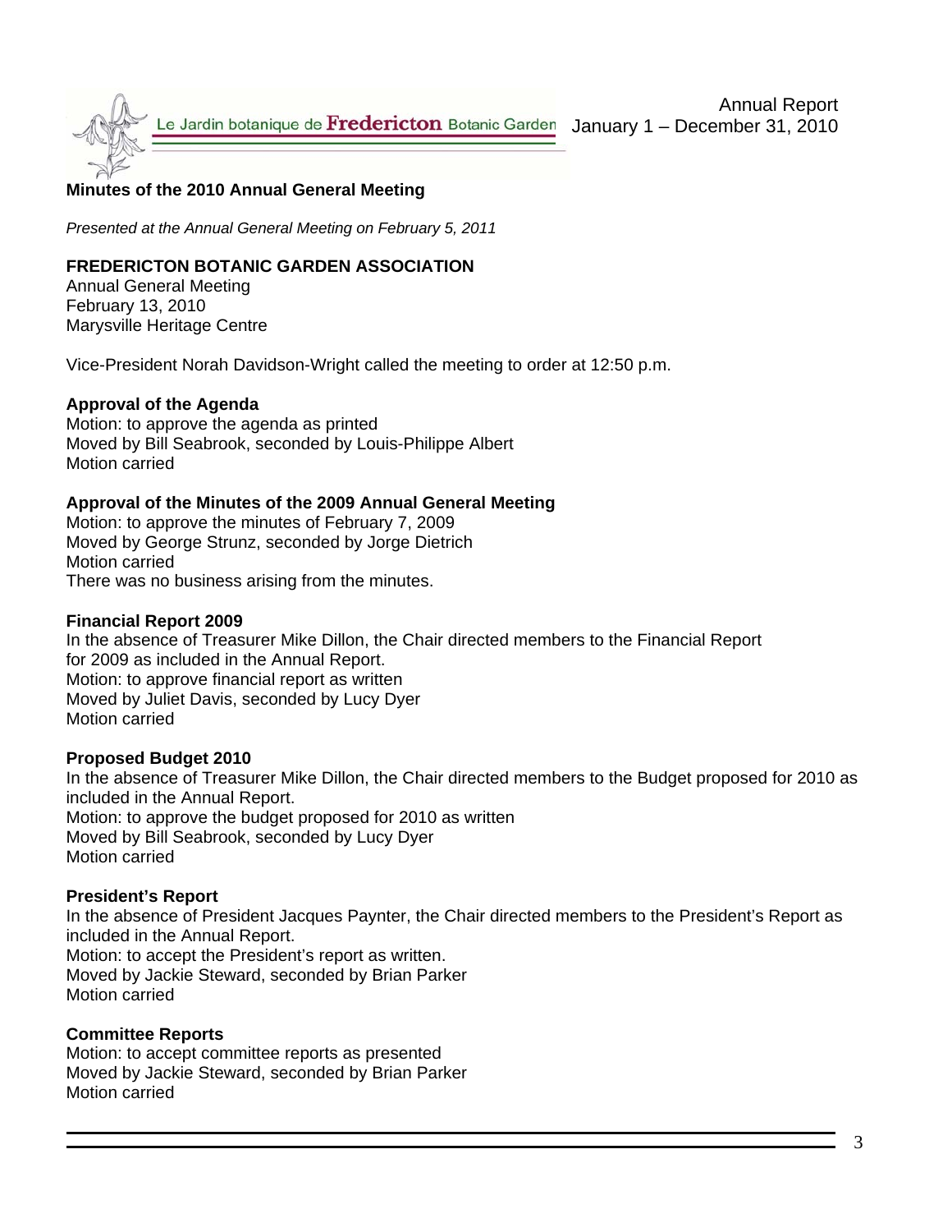## Minutes of the 2010 Annual General Meeting

*Presented at the Annual General Meeting on February 5, 2011*

**FREDERICTON BOTANIC GARDEN ASSOCIATION**
Annual General Meeting
February 13, 2010
Marysville Heritage Centre

Vice-President Norah Davidson-Wright called the meeting to order at 12:50 p.m.

**Approval of the Agenda**
Motion: to approve the agenda as printed
Moved by Bill Seabrook, seconded by Louis-Philippe Albert
Motion carried

**Approval of the Minutes of the 2009 Annual General Meeting**
Motion: to approve the minutes of February 7, 2009
Moved by George Strunz, seconded by Jorge Dietrich
Motion carried
There was no business arising from the minutes.

**Financial Report 2009**
In the absence of Treasurer Mike Dillon, the Chair directed members to the Financial Report for 2009 as included in the Annual Report.
Motion: to approve financial report as written
Moved by Juliet Davis, seconded by Lucy Dyer
Motion carried

**Proposed Budget 2010**
In the absence of Treasurer Mike Dillon, the Chair directed members to the Budget proposed for 2010 as included in the Annual Report.
Motion: to approve the budget proposed for 2010 as written
Moved by Bill Seabrook, seconded by Lucy Dyer
Motion carried

**President's Report**
In the absence of President Jacques Paynter, the Chair directed members to the President's Report as included in the Annual Report.
Motion: to accept the President's report as written.
Moved by Jackie Steward, seconded by Brian Parker
Motion carried

**Committee Reports**
Motion: to accept committee reports as presented
Moved by Jackie Steward, seconded by Brian Parker
Motion carried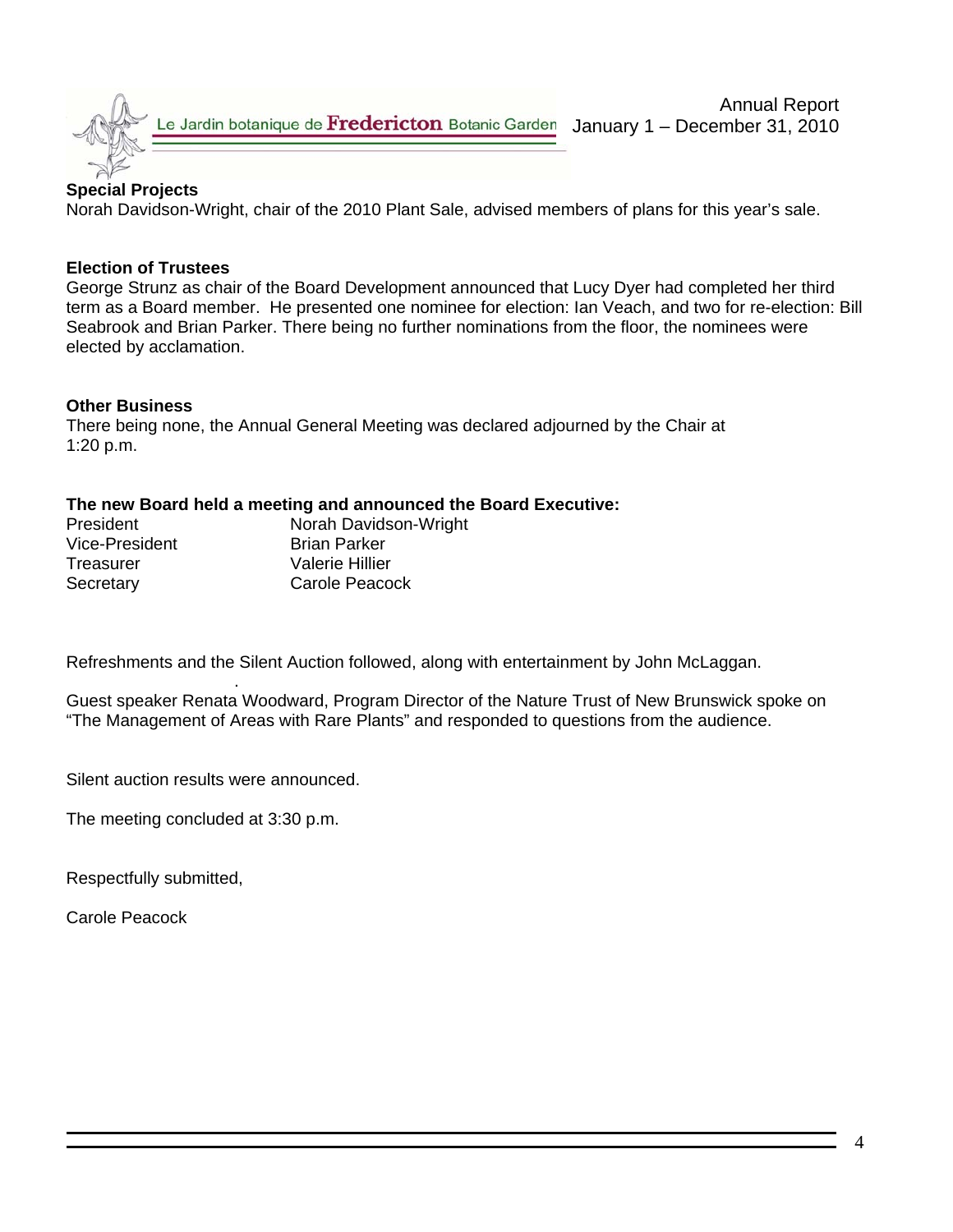### Special Projects

Norah Davidson-Wright, chair of the 2010 Plant Sale, advised members of plans for this year's sale.

### Election of Trustees

George Strunz as chair of the Board Development announced that Lucy Dyer had completed her third term as a Board member. He presented one nominee for election: Ian Veach, and two for re-election: Bill Seabrook and Brian Parker. There being no further nominations from the floor, the nominees were elected by acclamation.

### Other Business

There being none, the Annual General Meeting was declared adjourned by the Chair at 1:20 p.m.

### The new Board held a meeting and announced the Board Executive:

| | |
|---|---|
| President | Norah Davidson-Wright |
| Vice-President | Brian Parker |
| Treasurer | Valerie Hillier |
| Secretary | Carole Peacock |

Refreshments and the Silent Auction followed, along with entertainment by John McLaggan.

Guest speaker Renata Woodward, Program Director of the Nature Trust of New Brunswick spoke on "The Management of Areas with Rare Plants" and responded to questions from the audience.

Silent auction results were announced.

The meeting concluded at 3:30 p.m.

Respectfully submitted,

Carole Peacock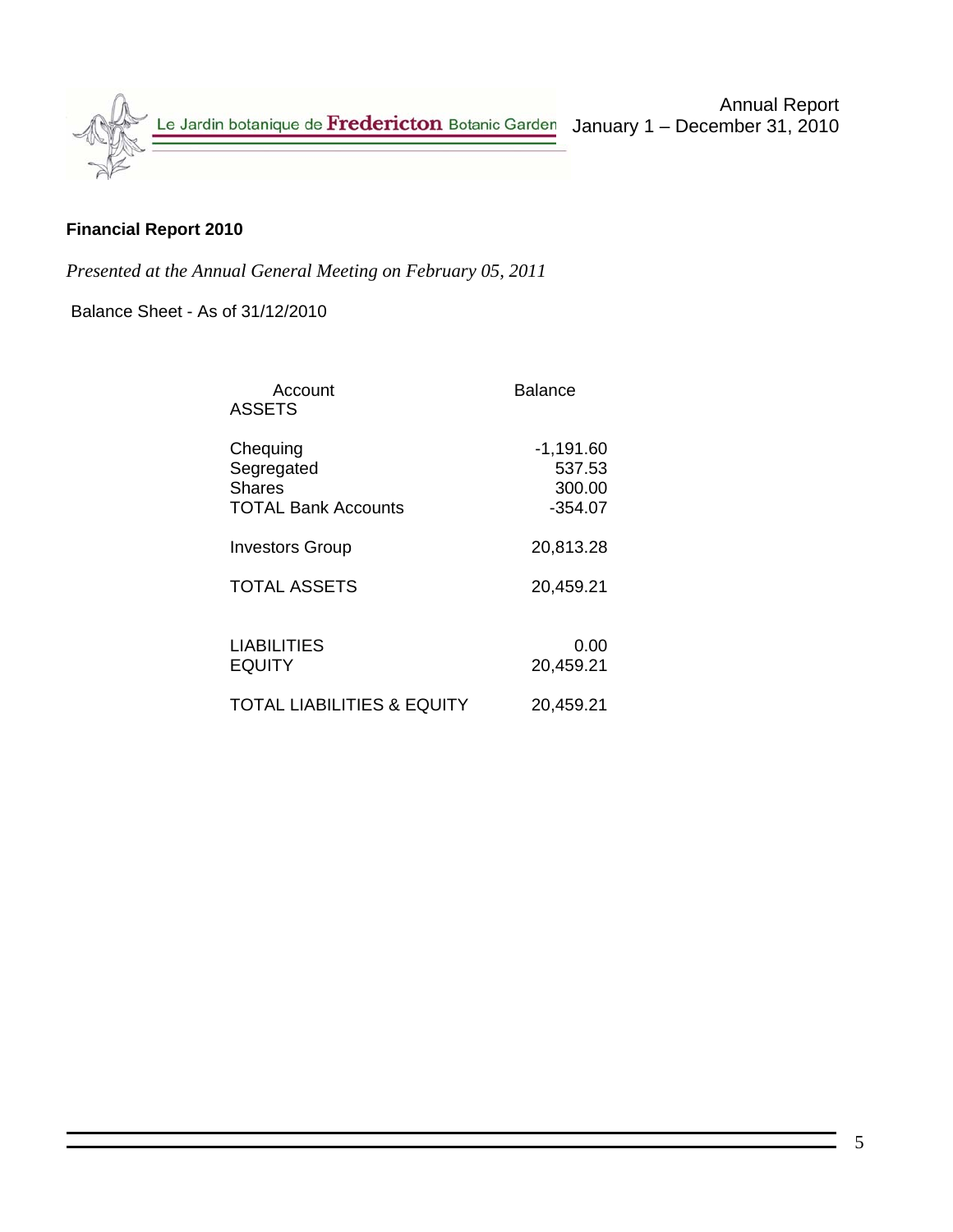## Financial Report 2010

*Presented at the Annual General Meeting on February 05, 2011*

Balance Sheet - As of 31/12/2010

| Account | Balance |
|---|---|
| ASSETS | |
| Chequing | -1,191.60 |
| Segregated | 537.53 |
| Shares | 300.00 |
| TOTAL Bank Accounts | -354.07 |
| Investors Group | 20,813.28 |
| TOTAL ASSETS | 20,459.21 |
| LIABILITIES | 0.00 |
| EQUITY | 20,459.21 |
| TOTAL LIABILITIES & EQUITY | 20,459.21 |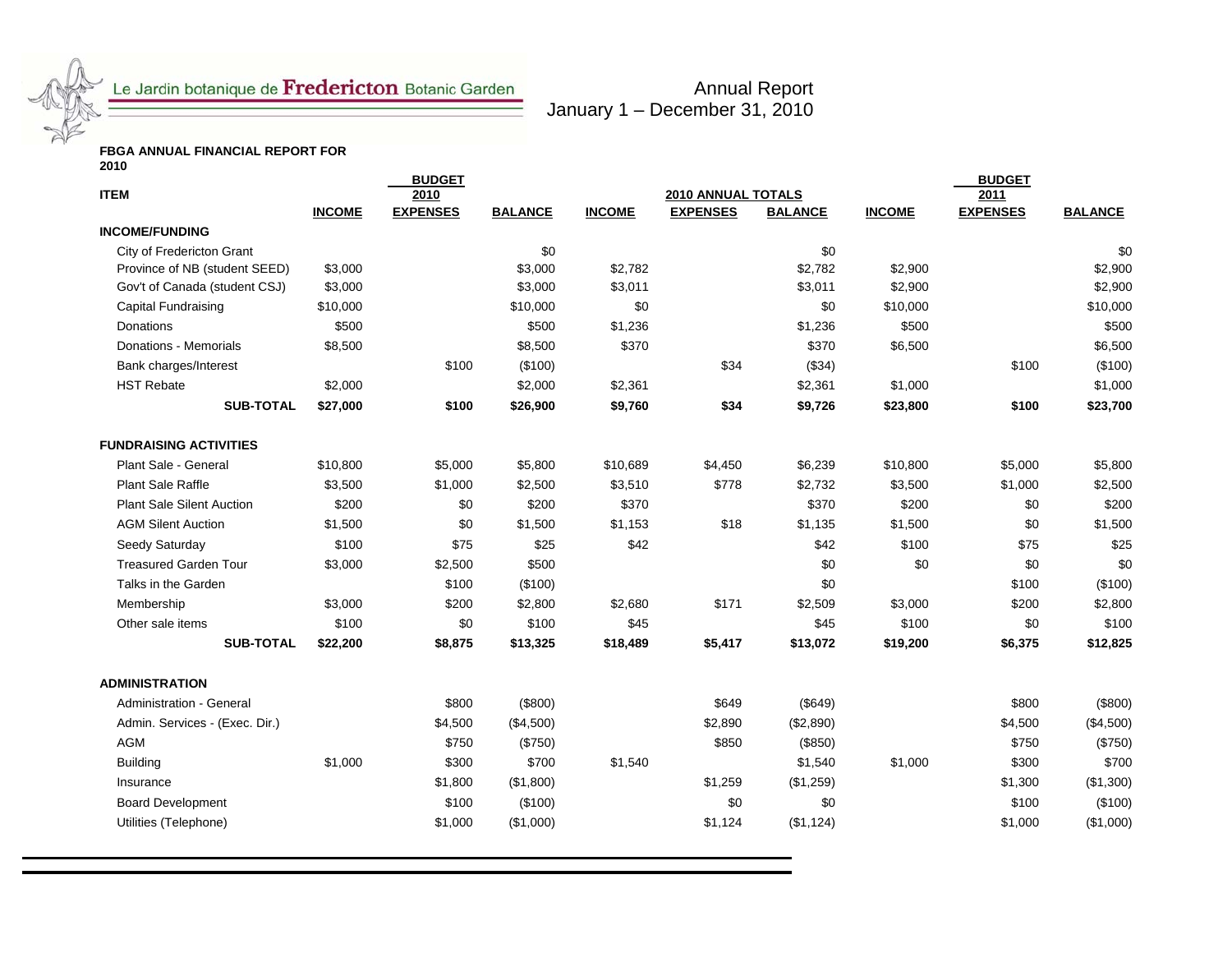Le Jardin botanique de Fredericton Botanic Garden

Annual Report
January 1 – December 31, 2010

**FBGA ANNUAL FINANCIAL REPORT FOR 2010**

| ITEM | BUDGET 2010 | | | 2010 ANNUAL TOTALS | | | BUDGET 2011 | | |
|---|---|---|---|---|---|---|---|---|---|
| | **INCOME** | **EXPENSES** | **BALANCE** | **INCOME** | **EXPENSES** | **BALANCE** | **INCOME** | **EXPENSES** | **BALANCE** |
| **INCOME/FUNDING** | | | | | | | | | |
| City of Fredericton Grant | | | $0 | | | $0 | | | $0 |
| Province of NB (student SEED) | $3,000 | | $3,000 | $2,782 | | $2,782 | $2,900 | | $2,900 |
| Gov't of Canada (student CSJ) | $3,000 | | $3,000 | $3,011 | | $3,011 | $2,900 | | $2,900 |
| Capital Fundraising | $10,000 | | $10,000 | $0 | | $0 | $10,000 | | $10,000 |
| Donations | $500 | | $500 | $1,236 | | $1,236 | $500 | | $500 |
| Donations - Memorials | $8,500 | | $8,500 | $370 | | $370 | $6,500 | | $6,500 |
| Bank charges/Interest | | $100 | ($100) | | $34 | ($34) | | $100 | ($100) |
| HST Rebate | $2,000 | | $2,000 | $2,361 | | $2,361 | $1,000 | | $1,000 |
| **SUB-TOTAL** | **$27,000** | **$100** | **$26,900** | **$9,760** | **$34** | **$9,726** | **$23,800** | **$100** | **$23,700** |
| **FUNDRAISING ACTIVITIES** | | | | | | | | | |
| Plant Sale - General | $10,800 | $5,000 | $5,800 | $10,689 | $4,450 | $6,239 | $10,800 | $5,000 | $5,800 |
| Plant Sale Raffle | $3,500 | $1,000 | $2,500 | $3,510 | $778 | $2,732 | $3,500 | $1,000 | $2,500 |
| Plant Sale Silent Auction | $200 | $0 | $200 | $370 | | $370 | $200 | $0 | $200 |
| AGM Silent Auction | $1,500 | $0 | $1,500 | $1,153 | $18 | $1,135 | $1,500 | $0 | $1,500 |
| Seedy Saturday | $100 | $75 | $25 | $42 | | $42 | $100 | $75 | $25 |
| Treasured Garden Tour | $3,000 | $2,500 | $500 | | | $0 | $0 | $0 | $0 |
| Talks in the Garden | | $100 | ($100) | | | $0 | | $100 | ($100) |
| Membership | $3,000 | $200 | $2,800 | $2,680 | $171 | $2,509 | $3,000 | $200 | $2,800 |
| Other sale items | $100 | $0 | $100 | $45 | | $45 | $100 | $0 | $100 |
| **SUB-TOTAL** | **$22,200** | **$8,875** | **$13,325** | **$18,489** | **$5,417** | **$13,072** | **$19,200** | **$6,375** | **$12,825** |
| **ADMINISTRATION** | | | | | | | | | |
| Administration - General | | $800 | ($800) | | $649 | ($649) | | $800 | ($800) |
| Admin. Services - (Exec. Dir.) | | $4,500 | ($4,500) | | $2,890 | ($2,890) | | $4,500 | ($4,500) |
| AGM | | $750 | ($750) | | $850 | ($850) | | $750 | ($750) |
| Building | $1,000 | $300 | $700 | $1,540 | | $1,540 | $1,000 | $300 | $700 |
| Insurance | | $1,800 | ($1,800) | | $1,259 | ($1,259) | | $1,300 | ($1,300) |
| Board Development | | $100 | ($100) | | $0 | $0 | | $100 | ($100) |
| Utilities (Telephone) | | $1,000 | ($1,000) | | $1,124 | ($1,124) | | $1,000 | ($1,000) |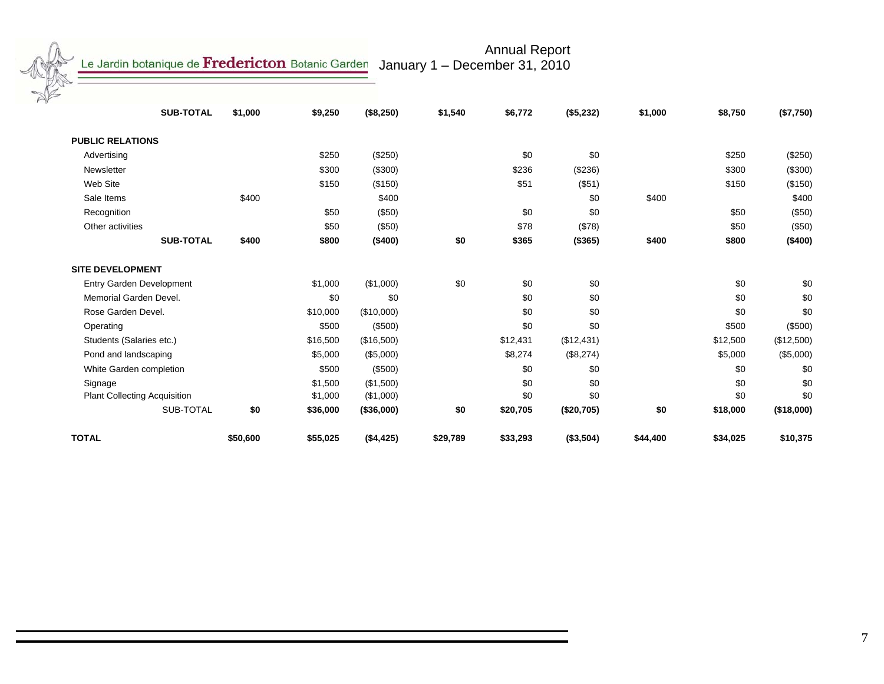Le Jardin botanique de **Fredericton** Botanic Garden

Annual Report
January 1 – December 31, 2010

| | | | | | | | | | |
|---|---|---|---|---|---|---|---|---|---|
| **SUB-TOTAL** | **$1,000** | **$9,250** | **($8,250)** | **$1,540** | **$6,772** | **($5,232)** | **$1,000** | **$8,750** | **($7,750)** |
| | | | | | | | | | |
| **PUBLIC RELATIONS** | | | | | | | | | |
| Advertising | | $250 | ($250) | | $0 | $0 | | $250 | ($250) |
| Newsletter | | $300 | ($300) | | $236 | ($236) | | $300 | ($300) |
| Web Site | | $150 | ($150) | | $51 | ($51) | | $150 | ($150) |
| Sale Items | $400 | | $400 | | | $0 | $400 | | $400 |
| Recognition | | $50 | ($50) | | $0 | $0 | | $50 | ($50) |
| Other activities | | $50 | ($50) | | $78 | ($78) | | $50 | ($50) |
| **SUB-TOTAL** | **$400** | **$800** | **($400)** | **$0** | **$365** | **($365)** | **$400** | **$800** | **($400)** |
| | | | | | | | | | |
| **SITE DEVELOPMENT** | | | | | | | | | |
| Entry Garden Development | | $1,000 | ($1,000) | $0 | $0 | $0 | | $0 | $0 |
| Memorial Garden Devel. | | $0 | $0 | | $0 | $0 | | $0 | $0 |
| Rose Garden Devel. | | $10,000 | ($10,000) | | $0 | $0 | | $0 | $0 |
| Operating | | $500 | ($500) | | $0 | $0 | | $500 | ($500) |
| Students (Salaries etc.) | | $16,500 | ($16,500) | | $12,431 | ($12,431) | | $12,500 | ($12,500) |
| Pond and landscaping | | $5,000 | ($5,000) | | $8,274 | ($8,274) | | $5,000 | ($5,000) |
| White Garden completion | | $500 | ($500) | | $0 | $0 | | $0 | $0 |
| Signage | | $1,500 | ($1,500) | | $0 | $0 | | $0 | $0 |
| Plant Collecting Acquisition | | $1,000 | ($1,000) | | $0 | $0 | | $0 | $0 |
| SUB-TOTAL | **$0** | **$36,000** | **($36,000)** | **$0** | **$20,705** | **($20,705)** | **$0** | **$18,000** | **($18,000)** |
| | | | | | | | | | |
| **TOTAL** | **$50,600** | **$55,025** | **($4,425)** | **$29,789** | **$33,293** | **($3,504)** | **$44,400** | **$34,025** | **$10,375** |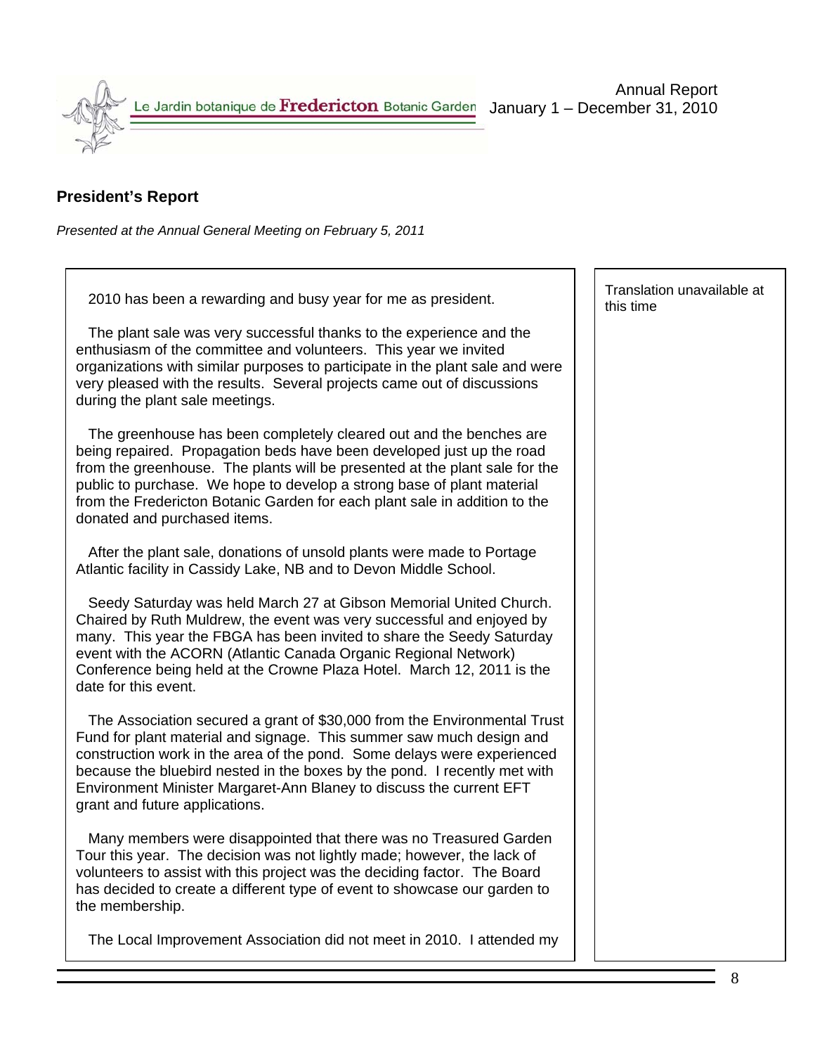## President's Report

*Presented at the Annual General Meeting on February 5, 2011*

2010 has been a rewarding and busy year for me as president.

The plant sale was very successful thanks to the experience and the enthusiasm of the committee and volunteers. This year we invited organizations with similar purposes to participate in the plant sale and were very pleased with the results. Several projects came out of discussions during the plant sale meetings.

The greenhouse has been completely cleared out and the benches are being repaired. Propagation beds have been developed just up the road from the greenhouse. The plants will be presented at the plant sale for the public to purchase. We hope to develop a strong base of plant material from the Fredericton Botanic Garden for each plant sale in addition to the donated and purchased items.

After the plant sale, donations of unsold plants were made to Portage Atlantic facility in Cassidy Lake, NB and to Devon Middle School.

Seedy Saturday was held March 27 at Gibson Memorial United Church. Chaired by Ruth Muldrew, the event was very successful and enjoyed by many. This year the FBGA has been invited to share the Seedy Saturday event with the ACORN (Atlantic Canada Organic Regional Network) Conference being held at the Crowne Plaza Hotel. March 12, 2011 is the date for this event.

The Association secured a grant of $30,000 from the Environmental Trust Fund for plant material and signage. This summer saw much design and construction work in the area of the pond. Some delays were experienced because the bluebird nested in the boxes by the pond. I recently met with Environment Minister Margaret-Ann Blaney to discuss the current EFT grant and future applications.

Many members were disappointed that there was no Treasured Garden Tour this year. The decision was not lightly made; however, the lack of volunteers to assist with this project was the deciding factor. The Board has decided to create a different type of event to showcase our garden to the membership.

The Local Improvement Association did not meet in 2010. I attended my

Translation unavailable at this time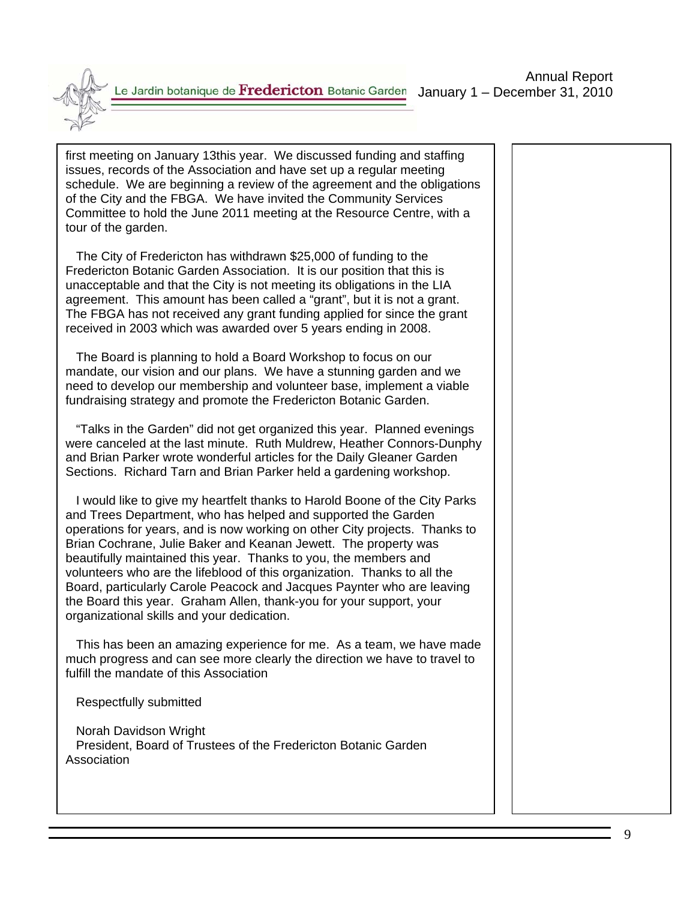first meeting on January 13this year. We discussed funding and staffing issues, records of the Association and have set up a regular meeting schedule. We are beginning a review of the agreement and the obligations of the City and the FBGA. We have invited the Community Services Committee to hold the June 2011 meeting at the Resource Centre, with a tour of the garden.

The City of Fredericton has withdrawn $25,000 of funding to the Fredericton Botanic Garden Association. It is our position that this is unacceptable and that the City is not meeting its obligations in the LIA agreement. This amount has been called a "grant", but it is not a grant. The FBGA has not received any grant funding applied for since the grant received in 2003 which was awarded over 5 years ending in 2008.

The Board is planning to hold a Board Workshop to focus on our mandate, our vision and our plans. We have a stunning garden and we need to develop our membership and volunteer base, implement a viable fundraising strategy and promote the Fredericton Botanic Garden.

"Talks in the Garden" did not get organized this year. Planned evenings were canceled at the last minute. Ruth Muldrew, Heather Connors-Dunphy and Brian Parker wrote wonderful articles for the Daily Gleaner Garden Sections. Richard Tarn and Brian Parker held a gardening workshop.

I would like to give my heartfelt thanks to Harold Boone of the City Parks and Trees Department, who has helped and supported the Garden operations for years, and is now working on other City projects. Thanks to Brian Cochrane, Julie Baker and Keanan Jewett. The property was beautifully maintained this year. Thanks to you, the members and volunteers who are the lifeblood of this organization. Thanks to all the Board, particularly Carole Peacock and Jacques Paynter who are leaving the Board this year. Graham Allen, thank-you for your support, your organizational skills and your dedication.

This has been an amazing experience for me. As a team, we have made much progress and can see more clearly the direction we have to travel to fulfill the mandate of this Association

Respectfully submitted

Norah Davidson Wright
President, Board of Trustees of the Fredericton Botanic Garden Association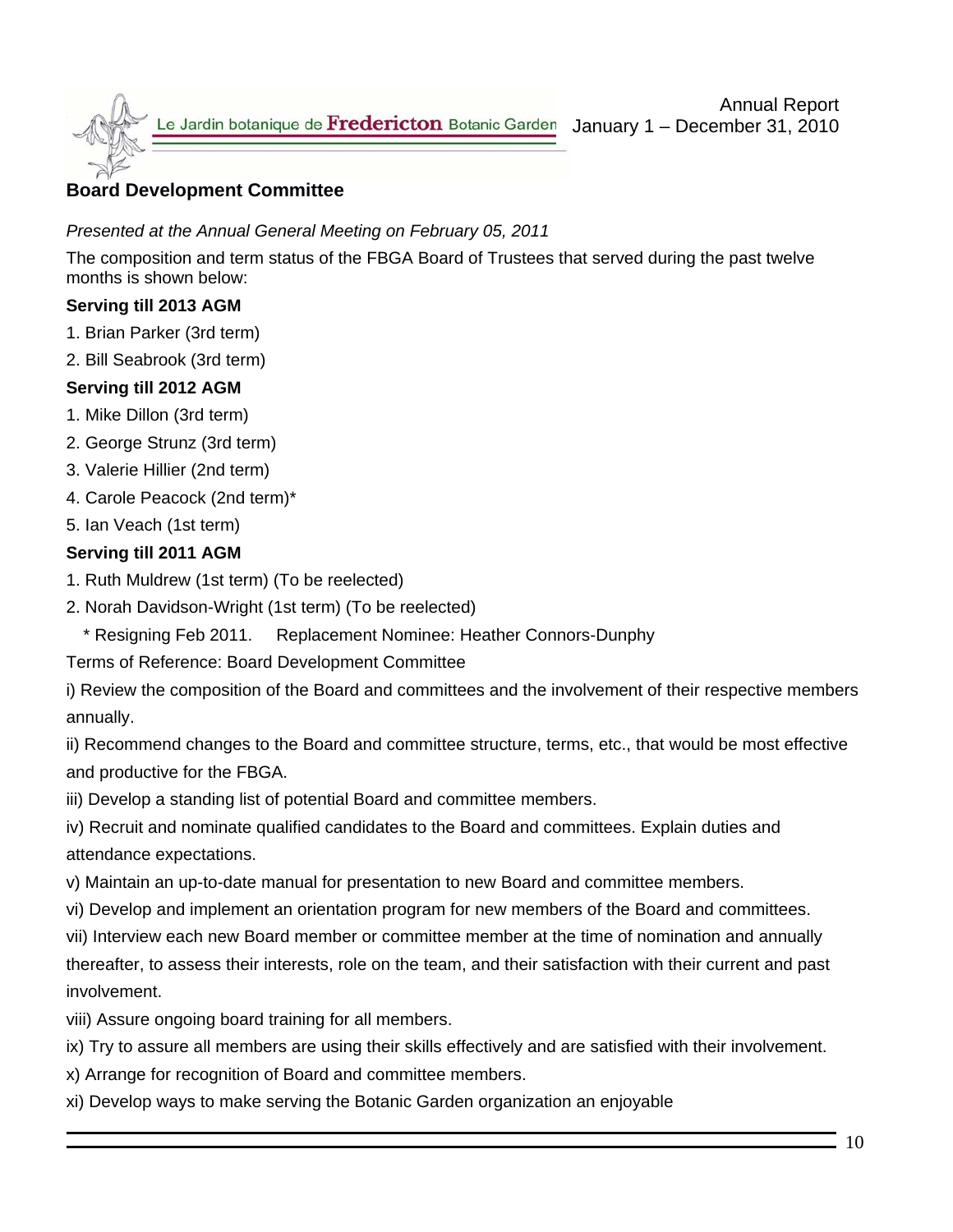## Board Development Committee

*Presented at the Annual General Meeting on February 05, 2011*

The composition and term status of the FBGA Board of Trustees that served during the past twelve months is shown below:

**Serving till 2013 AGM**

1. Brian Parker (3rd term)
2. Bill Seabrook (3rd term)

**Serving till 2012 AGM**

1. Mike Dillon (3rd term)
2. George Strunz (3rd term)
3. Valerie Hillier (2nd term)
4. Carole Peacock (2nd term)*
5. Ian Veach (1st term)

**Serving till 2011 AGM**

1. Ruth Muldrew (1st term) (To be reelected)
2. Norah Davidson-Wright (1st term) (To be reelected)

\* Resigning Feb 2011. Replacement Nominee: Heather Connors-Dunphy

Terms of Reference: Board Development Committee

i) Review the composition of the Board and committees and the involvement of their respective members annually.

ii) Recommend changes to the Board and committee structure, terms, etc., that would be most effective and productive for the FBGA.

iii) Develop a standing list of potential Board and committee members.

iv) Recruit and nominate qualified candidates to the Board and committees. Explain duties and attendance expectations.

v) Maintain an up-to-date manual for presentation to new Board and committee members.

vi) Develop and implement an orientation program for new members of the Board and committees.

vii) Interview each new Board member or committee member at the time of nomination and annually thereafter, to assess their interests, role on the team, and their satisfaction with their current and past involvement.

viii) Assure ongoing board training for all members.

ix) Try to assure all members are using their skills effectively and are satisfied with their involvement.

x) Arrange for recognition of Board and committee members.

xi) Develop ways to make serving the Botanic Garden organization an enjoyable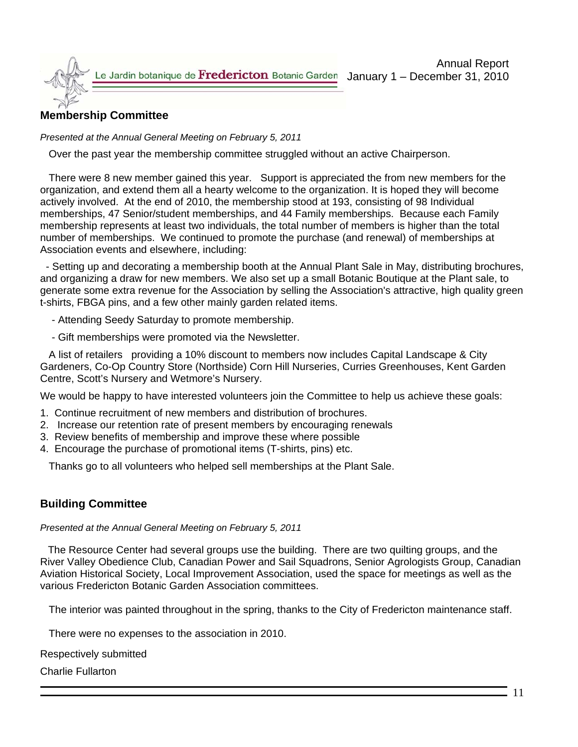## Membership Committee

*Presented at the Annual General Meeting on February 5, 2011*

Over the past year the membership committee struggled without an active Chairperson.

There were 8 new member gained this year. Support is appreciated the from new members for the organization, and extend them all a hearty welcome to the organization. It is hoped they will become actively involved. At the end of 2010, the membership stood at 193, consisting of 98 Individual memberships, 47 Senior/student memberships, and 44 Family memberships. Because each Family membership represents at least two individuals, the total number of members is higher than the total number of memberships. We continued to promote the purchase (and renewal) of memberships at Association events and elsewhere, including:

- Setting up and decorating a membership booth at the Annual Plant Sale in May, distributing brochures, and organizing a draw for new members. We also set up a small Botanic Boutique at the Plant sale, to generate some extra revenue for the Association by selling the Association's attractive, high quality green t-shirts, FBGA pins, and a few other mainly garden related items.
- Attending Seedy Saturday to promote membership.
- Gift memberships were promoted via the Newsletter.

A list of retailers providing a 10% discount to members now includes Capital Landscape & City Gardeners, Co-Op Country Store (Northside) Corn Hill Nurseries, Curries Greenhouses, Kent Garden Centre, Scott's Nursery and Wetmore's Nursery.

We would be happy to have interested volunteers join the Committee to help us achieve these goals:

1. Continue recruitment of new members and distribution of brochures.
2. Increase our retention rate of present members by encouraging renewals
3. Review benefits of membership and improve these where possible
4. Encourage the purchase of promotional items (T-shirts, pins) etc.

Thanks go to all volunteers who helped sell memberships at the Plant Sale.

## Building Committee

*Presented at the Annual General Meeting on February 5, 2011*

The Resource Center had several groups use the building. There are two quilting groups, and the River Valley Obedience Club, Canadian Power and Sail Squadrons, Senior Agrologists Group, Canadian Aviation Historical Society, Local Improvement Association, used the space for meetings as well as the various Fredericton Botanic Garden Association committees.

The interior was painted throughout in the spring, thanks to the City of Fredericton maintenance staff.

There were no expenses to the association in 2010.

Respectively submitted

Charlie Fullarton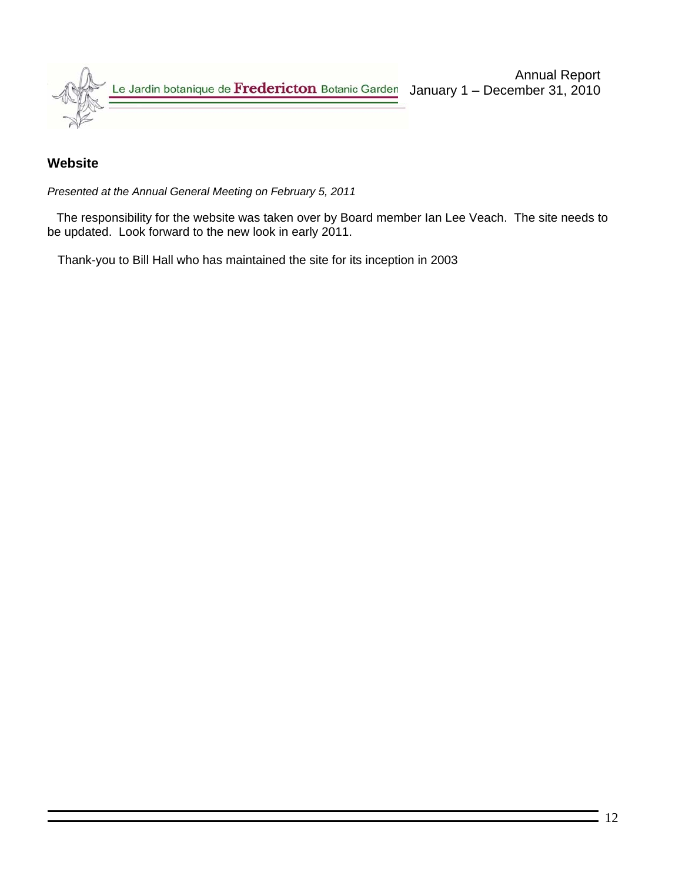## Website

*Presented at the Annual General Meeting on February 5, 2011*

The responsibility for the website was taken over by Board member Ian Lee Veach. The site needs to be updated. Look forward to the new look in early 2011.

Thank-you to Bill Hall who has maintained the site for its inception in 2003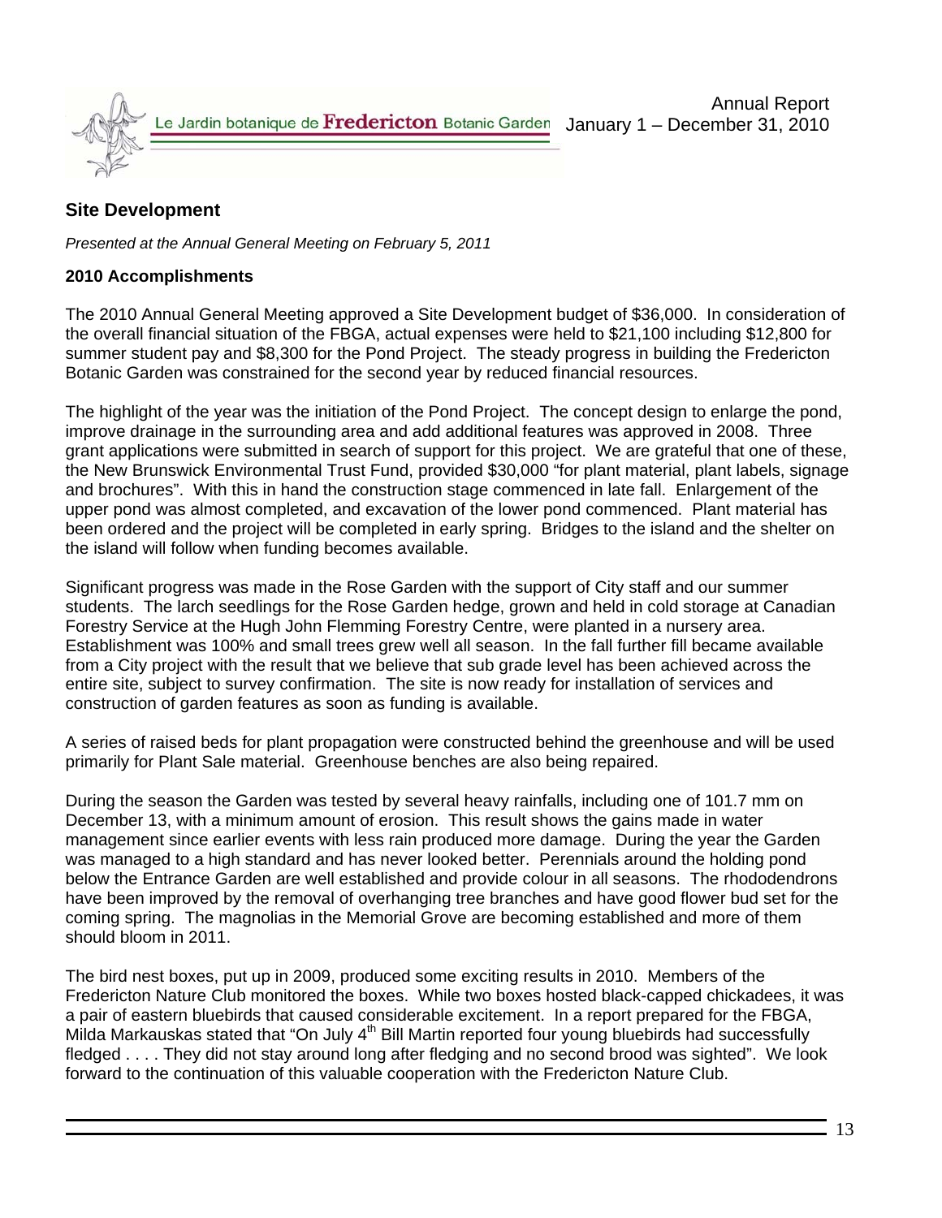## Site Development

*Presented at the Annual General Meeting on February 5, 2011*

### 2010 Accomplishments

The 2010 Annual General Meeting approved a Site Development budget of $36,000. In consideration of the overall financial situation of the FBGA, actual expenses were held to $21,100 including $12,800 for summer student pay and $8,300 for the Pond Project. The steady progress in building the Fredericton Botanic Garden was constrained for the second year by reduced financial resources.

The highlight of the year was the initiation of the Pond Project. The concept design to enlarge the pond, improve drainage in the surrounding area and add additional features was approved in 2008. Three grant applications were submitted in search of support for this project. We are grateful that one of these, the New Brunswick Environmental Trust Fund, provided $30,000 "for plant material, plant labels, signage and brochures". With this in hand the construction stage commenced in late fall. Enlargement of the upper pond was almost completed, and excavation of the lower pond commenced. Plant material has been ordered and the project will be completed in early spring. Bridges to the island and the shelter on the island will follow when funding becomes available.

Significant progress was made in the Rose Garden with the support of City staff and our summer students. The larch seedlings for the Rose Garden hedge, grown and held in cold storage at Canadian Forestry Service at the Hugh John Flemming Forestry Centre, were planted in a nursery area. Establishment was 100% and small trees grew well all season. In the fall further fill became available from a City project with the result that we believe that sub grade level has been achieved across the entire site, subject to survey confirmation. The site is now ready for installation of services and construction of garden features as soon as funding is available.

A series of raised beds for plant propagation were constructed behind the greenhouse and will be used primarily for Plant Sale material. Greenhouse benches are also being repaired.

During the season the Garden was tested by several heavy rainfalls, including one of 101.7 mm on December 13, with a minimum amount of erosion. This result shows the gains made in water management since earlier events with less rain produced more damage. During the year the Garden was managed to a high standard and has never looked better. Perennials around the holding pond below the Entrance Garden are well established and provide colour in all seasons. The rhododendrons have been improved by the removal of overhanging tree branches and have good flower bud set for the coming spring. The magnolias in the Memorial Grove are becoming established and more of them should bloom in 2011.

The bird nest boxes, put up in 2009, produced some exciting results in 2010. Members of the Fredericton Nature Club monitored the boxes. While two boxes hosted black-capped chickadees, it was a pair of eastern bluebirds that caused considerable excitement. In a report prepared for the FBGA, Milda Markauskas stated that "On July 4th Bill Martin reported four young bluebirds had successfully fledged . . . . They did not stay around long after fledging and no second brood was sighted". We look forward to the continuation of this valuable cooperation with the Fredericton Nature Club.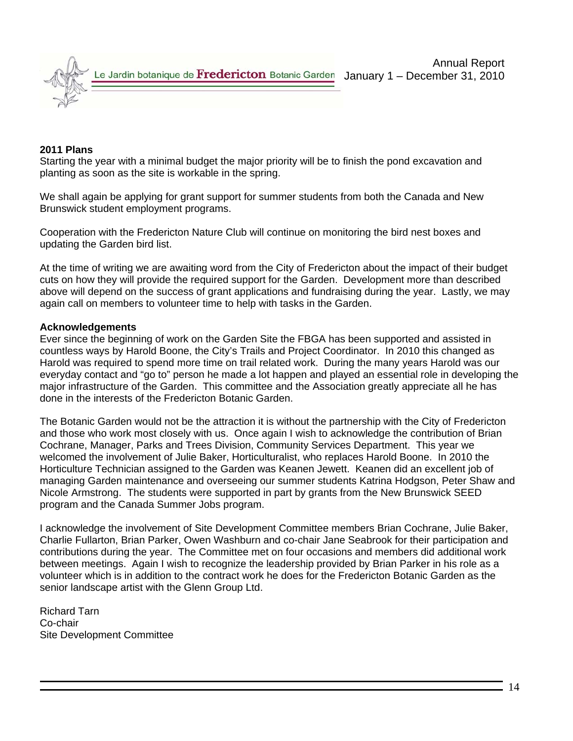## 2011 Plans

Starting the year with a minimal budget the major priority will be to finish the pond excavation and planting as soon as the site is workable in the spring.

We shall again be applying for grant support for summer students from both the Canada and New Brunswick student employment programs.

Cooperation with the Fredericton Nature Club will continue on monitoring the bird nest boxes and updating the Garden bird list.

At the time of writing we are awaiting word from the City of Fredericton about the impact of their budget cuts on how they will provide the required support for the Garden. Development more than described above will depend on the success of grant applications and fundraising during the year. Lastly, we may again call on members to volunteer time to help with tasks in the Garden.

## Acknowledgements

Ever since the beginning of work on the Garden Site the FBGA has been supported and assisted in countless ways by Harold Boone, the City's Trails and Project Coordinator. In 2010 this changed as Harold was required to spend more time on trail related work. During the many years Harold was our everyday contact and "go to" person he made a lot happen and played an essential role in developing the major infrastructure of the Garden. This committee and the Association greatly appreciate all he has done in the interests of the Fredericton Botanic Garden.

The Botanic Garden would not be the attraction it is without the partnership with the City of Fredericton and those who work most closely with us. Once again I wish to acknowledge the contribution of Brian Cochrane, Manager, Parks and Trees Division, Community Services Department. This year we welcomed the involvement of Julie Baker, Horticulturalist, who replaces Harold Boone. In 2010 the Horticulture Technician assigned to the Garden was Keanen Jewett. Keanen did an excellent job of managing Garden maintenance and overseeing our summer students Katrina Hodgson, Peter Shaw and Nicole Armstrong. The students were supported in part by grants from the New Brunswick SEED program and the Canada Summer Jobs program.

I acknowledge the involvement of Site Development Committee members Brian Cochrane, Julie Baker, Charlie Fullarton, Brian Parker, Owen Washburn and co-chair Jane Seabrook for their participation and contributions during the year. The Committee met on four occasions and members did additional work between meetings. Again I wish to recognize the leadership provided by Brian Parker in his role as a volunteer which is in addition to the contract work he does for the Fredericton Botanic Garden as the senior landscape artist with the Glenn Group Ltd.

Richard Tarn
Co-chair
Site Development Committee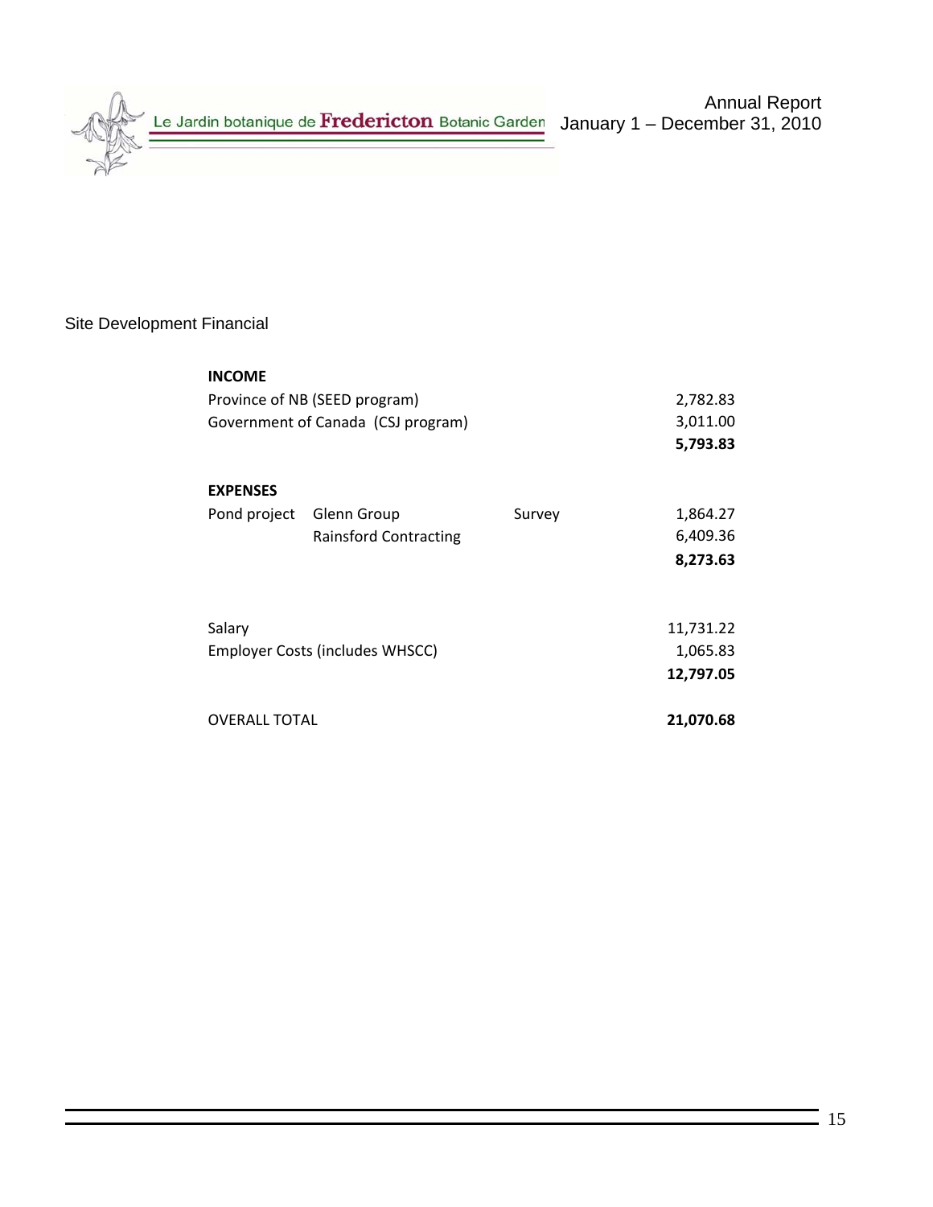## Site Development Financial

| | | | |
|---|---|---|---|
| **INCOME** | | | |
| Province of NB (SEED program) | | | 2,782.83 |
| Government of Canada (CSJ program) | | | 3,011.00 |
| | | | **5,793.83** |
| | | | |
| **EXPENSES** | | | |
| Pond project | Glenn Group | Survey | 1,864.27 |
| | Rainsford Contracting | | 6,409.36 |
| | | | **8,273.63** |
| | | | |
| Salary | | | 11,731.22 |
| Employer Costs (includes WHSCC) | | | 1,065.83 |
| | | | **12,797.05** |
| | | | |
| OVERALL TOTAL | | | **21,070.68** |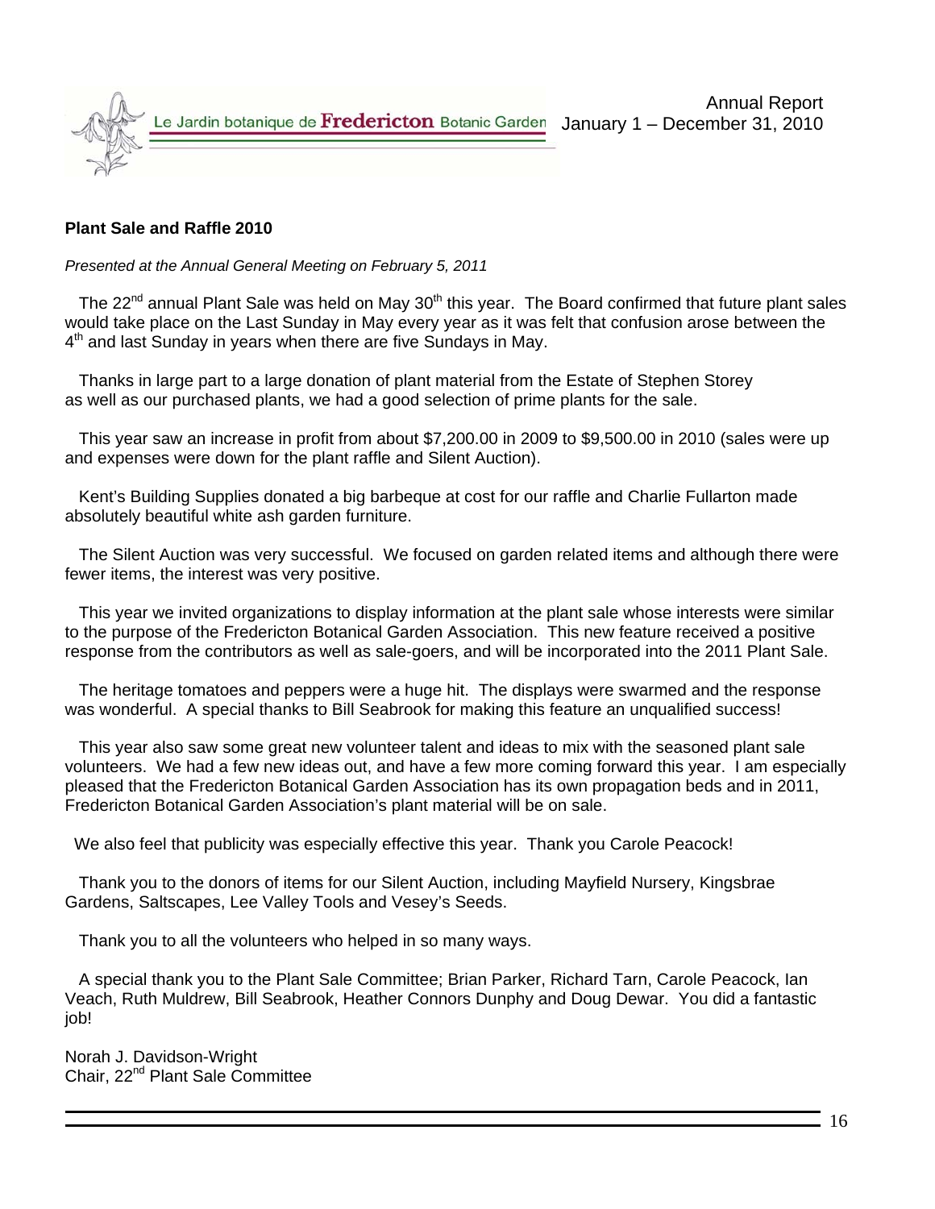## Plant Sale and Raffle 2010

*Presented at the Annual General Meeting on February 5, 2011*

The 22nd annual Plant Sale was held on May 30th this year. The Board confirmed that future plant sales would take place on the Last Sunday in May every year as it was felt that confusion arose between the 4th and last Sunday in years when there are five Sundays in May.

Thanks in large part to a large donation of plant material from the Estate of Stephen Storey as well as our purchased plants, we had a good selection of prime plants for the sale.

This year saw an increase in profit from about $7,200.00 in 2009 to $9,500.00 in 2010 (sales were up and expenses were down for the plant raffle and Silent Auction).

Kent's Building Supplies donated a big barbeque at cost for our raffle and Charlie Fullarton made absolutely beautiful white ash garden furniture.

The Silent Auction was very successful. We focused on garden related items and although there were fewer items, the interest was very positive.

This year we invited organizations to display information at the plant sale whose interests were similar to the purpose of the Fredericton Botanical Garden Association. This new feature received a positive response from the contributors as well as sale-goers, and will be incorporated into the 2011 Plant Sale.

The heritage tomatoes and peppers were a huge hit. The displays were swarmed and the response was wonderful. A special thanks to Bill Seabrook for making this feature an unqualified success!

This year also saw some great new volunteer talent and ideas to mix with the seasoned plant sale volunteers. We had a few new ideas out, and have a few more coming forward this year. I am especially pleased that the Fredericton Botanical Garden Association has its own propagation beds and in 2011, Fredericton Botanical Garden Association's plant material will be on sale.

We also feel that publicity was especially effective this year. Thank you Carole Peacock!

Thank you to the donors of items for our Silent Auction, including Mayfield Nursery, Kingsbrae Gardens, Saltscapes, Lee Valley Tools and Vesey's Seeds.

Thank you to all the volunteers who helped in so many ways.

A special thank you to the Plant Sale Committee; Brian Parker, Richard Tarn, Carole Peacock, Ian Veach, Ruth Muldrew, Bill Seabrook, Heather Connors Dunphy and Doug Dewar. You did a fantastic job!

Norah J. Davidson-Wright
Chair, 22nd Plant Sale Committee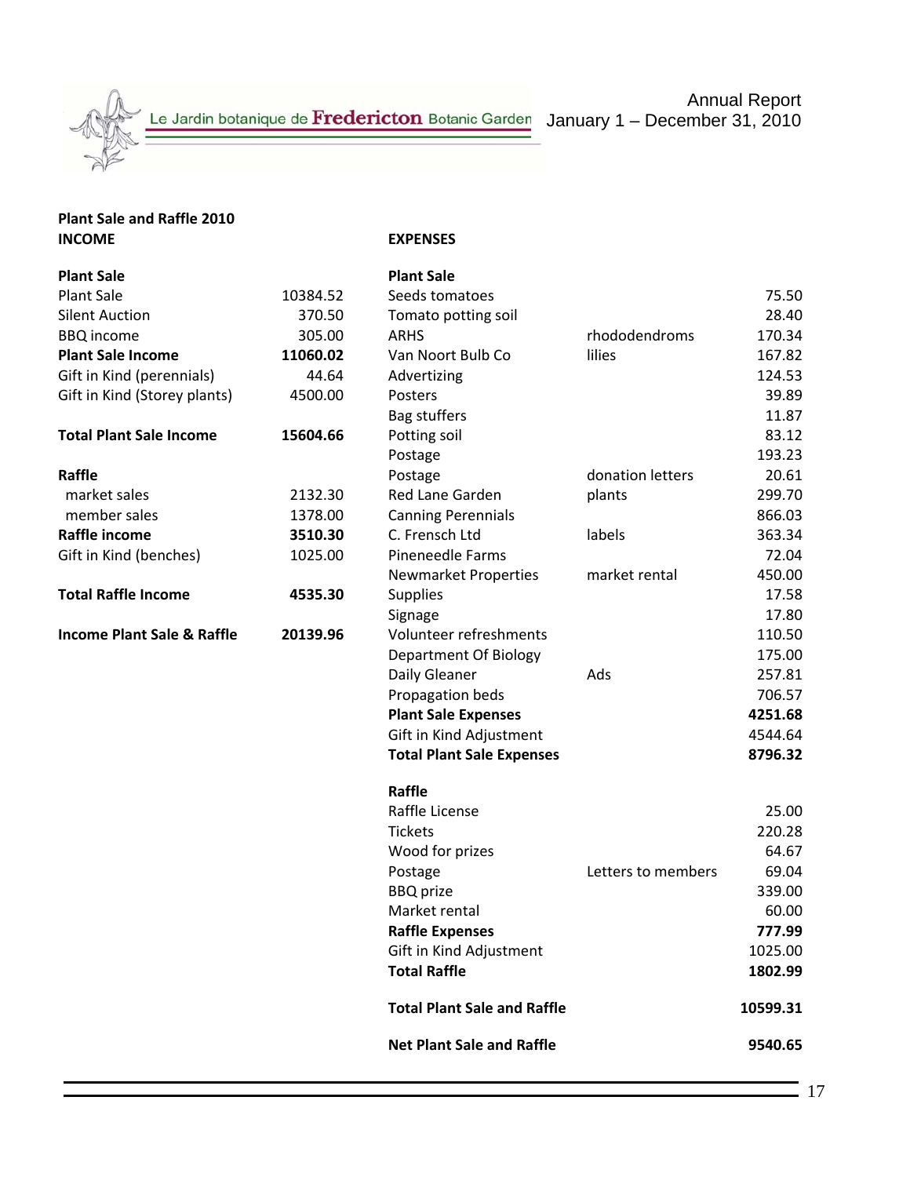## Plant Sale and Raffle 2010

### INCOME

| **Plant Sale** | |
|---|---|
| Plant Sale | 10384.52 |
| Silent Auction | 370.50 |
| BBQ income | 305.00 |
| **Plant Sale Income** | **11060.02** |
| Gift in Kind (perennials) | 44.64 |
| Gift in Kind (Storey plants) | 4500.00 |
| | |
| **Total Plant Sale Income** | **15604.66** |
| | |
| **Raffle** | |
| market sales | 2132.30 |
| member sales | 1378.00 |
| **Raffle income** | **3510.30** |
| Gift in Kind (benches) | 1025.00 |
| | |
| **Total Raffle Income** | **4535.30** |
| | |
| **Income Plant Sale & Raffle** | **20139.96** |

### EXPENSES

| **Plant Sale** | | |
|---|---|---|
| Seeds tomatoes | | 75.50 |
| Tomato potting soil | | 28.40 |
| ARHS | rhododendroms | 170.34 |
| Van Noort Bulb Co | lilies | 167.82 |
| Advertizing | | 124.53 |
| Posters | | 39.89 |
| Bag stuffers | | 11.87 |
| Potting soil | | 83.12 |
| Postage | | 193.23 |
| Postage | donation letters | 20.61 |
| Red Lane Garden | plants | 299.70 |
| Canning Perennials | | 866.03 |
| C. Frensch Ltd | labels | 363.34 |
| Pineneedle Farms | | 72.04 |
| Newmarket Properties | market rental | 450.00 |
| Supplies | | 17.58 |
| Signage | | 17.80 |
| Volunteer refreshments | | 110.50 |
| Department Of Biology | | 175.00 |
| Daily Gleaner | Ads | 257.81 |
| Propagation beds | | 706.57 |
| **Plant Sale Expenses** | | **4251.68** |
| Gift in Kind Adjustment | | 4544.64 |
| **Total Plant Sale Expenses** | | **8796.32** |
| | | |
| **Raffle** | | |
| Raffle License | | 25.00 |
| Tickets | | 220.28 |
| Wood for prizes | | 64.67 |
| Postage | Letters to members | 69.04 |
| BBQ prize | | 339.00 |
| Market rental | | 60.00 |
| **Raffle Expenses** | | **777.99** |
| Gift in Kind Adjustment | | 1025.00 |
| **Total Raffle** | | **1802.99** |
| | | |
| **Total Plant Sale and Raffle** | | **10599.31** |
| | | |
| **Net Plant Sale and Raffle** | | **9540.65** |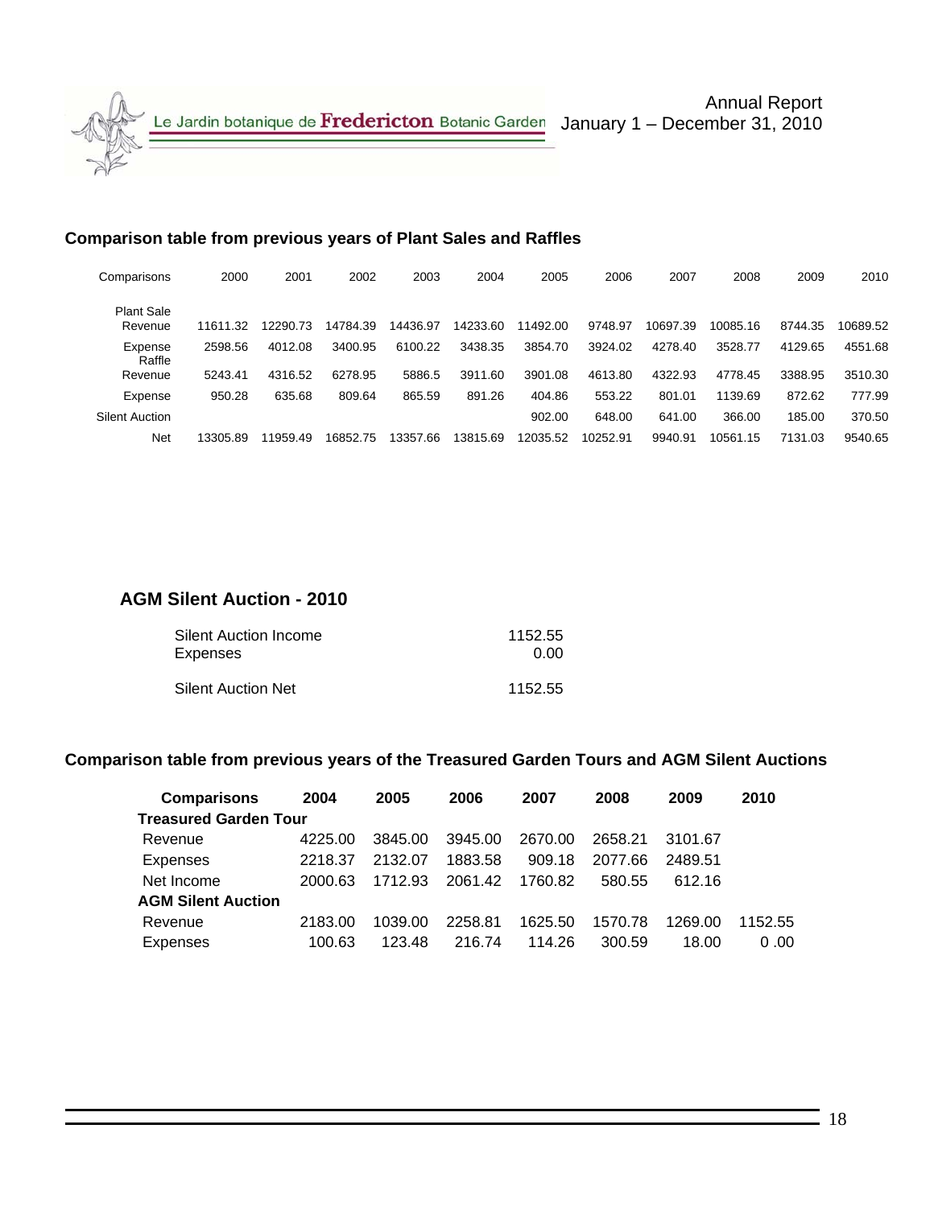## Comparison table from previous years of Plant Sales and Raffles

| Comparisons | 2000 | 2001 | 2002 | 2003 | 2004 | 2005 | 2006 | 2007 | 2008 | 2009 | 2010 |
|---|---|---|---|---|---|---|---|---|---|---|---|
| Plant Sale Revenue | 11611.32 | 12290.73 | 14784.39 | 14436.97 | 14233.60 | 11492.00 | 9748.97 | 10697.39 | 10085.16 | 8744.35 | 10689.52 |
| Expense | 2598.56 | 4012.08 | 3400.95 | 6100.22 | 3438.35 | 3854.70 | 3924.02 | 4278.40 | 3528.77 | 4129.65 | 4551.68 |
| Raffle Revenue | 5243.41 | 4316.52 | 6278.95 | 5886.5 | 3911.60 | 3901.08 | 4613.80 | 4322.93 | 4778.45 | 3388.95 | 3510.30 |
| Expense | 950.28 | 635.68 | 809.64 | 865.59 | 891.26 | 404.86 | 553.22 | 801.01 | 1139.69 | 872.62 | 777.99 |
| Silent Auction | | | | | | 902.00 | 648.00 | 641.00 | 366.00 | 185.00 | 370.50 |
| Net | 13305.89 | 11959.49 | 16852.75 | 13357.66 | 13815.69 | 12035.52 | 10252.91 | 9940.91 | 10561.15 | 7131.03 | 9540.65 |

## AGM Silent Auction - 2010

| | |
|---|---|
| Silent Auction Income | 1152.55 |
| Expenses | 0.00 |
| Silent Auction Net | 1152.55 |

## Comparison table from previous years of the Treasured Garden Tours and AGM Silent Auctions

| Comparisons | 2004 | 2005 | 2006 | 2007 | 2008 | 2009 | 2010 |
|---|---|---|---|---|---|---|---|
| **Treasured Garden Tour** | | | | | | | |
| Revenue | 4225.00 | 3845.00 | 3945.00 | 2670.00 | 2658.21 | 3101.67 | |
| Expenses | 2218.37 | 2132.07 | 1883.58 | 909.18 | 2077.66 | 2489.51 | |
| Net Income | 2000.63 | 1712.93 | 2061.42 | 1760.82 | 580.55 | 612.16 | |
| **AGM Silent Auction** | | | | | | | |
| Revenue | 2183.00 | 1039.00 | 2258.81 | 1625.50 | 1570.78 | 1269.00 | 1152.55 |
| Expenses | 100.63 | 123.48 | 216.74 | 114.26 | 300.59 | 18.00 | 0 .00 |